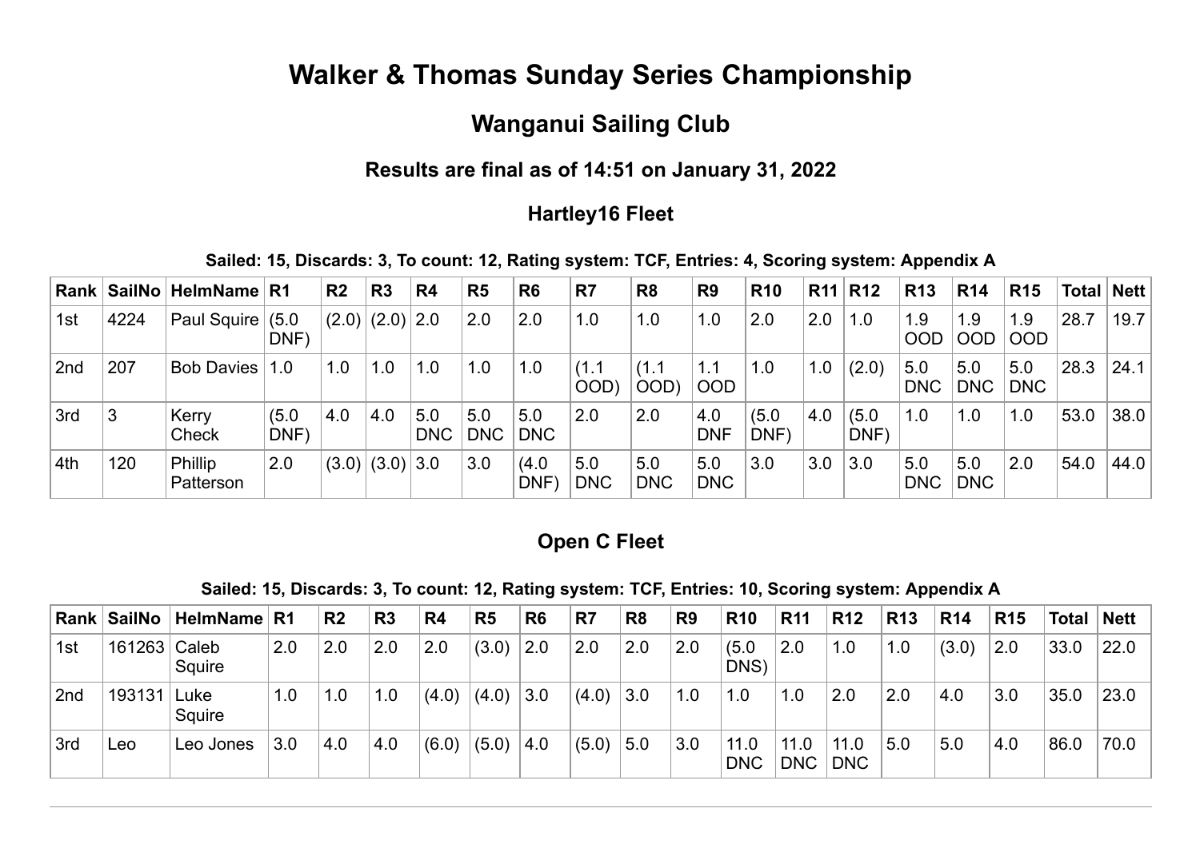# Walker & Thomas Sunday Series Championship

## Wanganui Sailing Club

### Results are final as of 14:51 on January 31, 2022

### Hartley16 Fleet

**Sailed: 15, Discards: 3, To count: 12, Rating system: TCF, Entries: 4, Scoring system: Appendix A**

| Rank | SailNo | HelmName | R1 | R2 | R3 | R4 | R5 | R6 | R7 | R8 | R9 | R10 | R11 | R12 | R13 | R14 | R15 | Total | Nett |
|---|---|---|---|---|---|---|---|---|---|---|---|---|---|---|---|---|---|---|---|
| 1st | 4224 | Paul Squire | (5.0 DNF) | (2.0) | (2.0) | 2.0 | 2.0 | 2.0 | 1.0 | 1.0 | 1.0 | 2.0 | 2.0 | 1.0 | 1.9 OOD | 1.9 OOD | 1.9 OOD | 28.7 | 19.7 |
| 2nd | 207 | Bob Davies | 1.0 | 1.0 | 1.0 | 1.0 | 1.0 | 1.0 | (1.1 OOD) | (1.1 OOD) | 1.1 OOD | 1.0 | 1.0 | (2.0) | 5.0 DNC | 5.0 DNC | 5.0 DNC | 28.3 | 24.1 |
| 3rd | 3 | Kerry Check | (5.0 DNF) | 4.0 | 4.0 | 5.0 DNC | 5.0 DNC | 5.0 DNC | 2.0 | 2.0 | 4.0 DNF | (5.0 DNF) | 4.0 | (5.0 DNF) | 1.0 | 1.0 | 1.0 | 53.0 | 38.0 |
| 4th | 120 | Phillip Patterson | 2.0 | (3.0) | (3.0) | 3.0 | 3.0 | (4.0 DNF) | 5.0 DNC | 5.0 DNC | 5.0 DNC | 3.0 | 3.0 | 3.0 | 5.0 DNC | 5.0 DNC | 2.0 | 54.0 | 44.0 |

### Open C Fleet

**Sailed: 15, Discards: 3, To count: 12, Rating system: TCF, Entries: 10, Scoring system: Appendix A**

| Rank | SailNo | HelmName | R1 | R2 | R3 | R4 | R5 | R6 | R7 | R8 | R9 | R10 | R11 | R12 | R13 | R14 | R15 | Total | Nett |
|---|---|---|---|---|---|---|---|---|---|---|---|---|---|---|---|---|---|---|---|
| 1st | 161263 | Caleb Squire | 2.0 | 2.0 | 2.0 | 2.0 | (3.0) | 2.0 | 2.0 | 2.0 | 2.0 | (5.0 DNS) | 2.0 | 1.0 | 1.0 | (3.0) | 2.0 | 33.0 | 22.0 |
| 2nd | 193131 | Luke Squire | 1.0 | 1.0 | 1.0 | (4.0) | (4.0) | 3.0 | (4.0) | 3.0 | 1.0 | 1.0 | 1.0 | 2.0 | 2.0 | 4.0 | 3.0 | 35.0 | 23.0 |
| 3rd | Leo | Leo Jones | 3.0 | 4.0 | 4.0 | (6.0) | (5.0) | 4.0 | (5.0) | 5.0 | 3.0 | 11.0 DNC | 11.0 DNC | 11.0 DNC | 5.0 | 5.0 | 4.0 | 86.0 | 70.0 |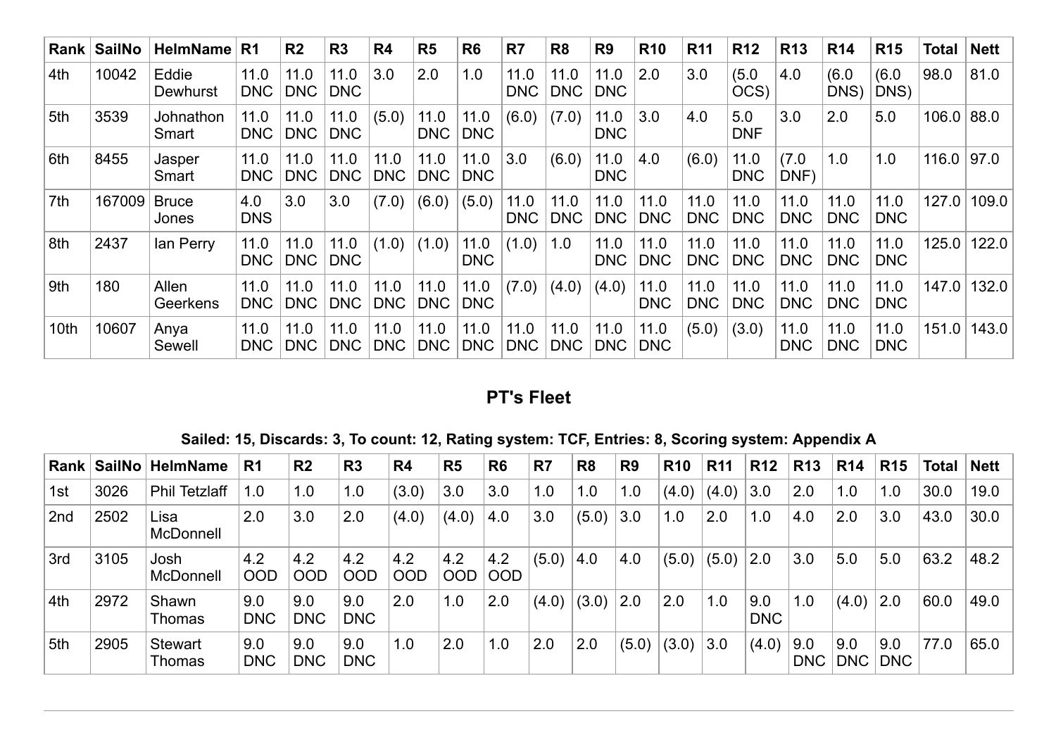| Rank | SailNo | HelmName | R1 | R2 | R3 | R4 | R5 | R6 | R7 | R8 | R9 | R10 | R11 | R12 | R13 | R14 | R15 | Total | Nett |
|---|---|---|---|---|---|---|---|---|---|---|---|---|---|---|---|---|---|---|---|
| 4th | 10042 | Eddie Dewhurst | 11.0 DNC | 11.0 DNC | 11.0 DNC | 3.0 | 2.0 | 1.0 | 11.0 DNC | 11.0 DNC | 11.0 DNC | 2.0 | 3.0 | (5.0 OCS) | 4.0 | (6.0 DNS) | (6.0 DNS) | 98.0 | 81.0 |
| 5th | 3539 | Johnathon Smart | 11.0 DNC | 11.0 DNC | 11.0 DNC | (5.0) | 11.0 DNC | 11.0 DNC | (6.0) | (7.0) | 11.0 DNC | 3.0 | 4.0 | 5.0 DNF | 3.0 | 2.0 | 5.0 | 106.0 | 88.0 |
| 6th | 8455 | Jasper Smart | 11.0 DNC | 11.0 DNC | 11.0 DNC | 11.0 DNC | 11.0 DNC | 11.0 DNC | 3.0 | (6.0) | 11.0 DNC | 4.0 | (6.0) | 11.0 DNC | (7.0 DNF) | 1.0 | 1.0 | 116.0 | 97.0 |
| 7th | 167009 | Bruce Jones | 4.0 DNS | 3.0 | 3.0 | (7.0) | (6.0) | (5.0) | 11.0 DNC | 11.0 DNC | 11.0 DNC | 11.0 DNC | 11.0 DNC | 11.0 DNC | 11.0 DNC | 11.0 DNC | 11.0 DNC | 127.0 | 109.0 |
| 8th | 2437 | Ian Perry | 11.0 DNC | 11.0 DNC | 11.0 DNC | (1.0) | (1.0) | 11.0 DNC | (1.0) | 1.0 | 11.0 DNC | 11.0 DNC | 11.0 DNC | 11.0 DNC | 11.0 DNC | 11.0 DNC | 11.0 DNC | 125.0 | 122.0 |
| 9th | 180 | Allen Geerkens | 11.0 DNC | 11.0 DNC | 11.0 DNC | 11.0 DNC | 11.0 DNC | 11.0 DNC | (7.0) | (4.0) | (4.0) | 11.0 DNC | 11.0 DNC | 11.0 DNC | 11.0 DNC | 11.0 DNC | 11.0 DNC | 147.0 | 132.0 |
| 10th | 10607 | Anya Sewell | 11.0 DNC | 11.0 DNC | 11.0 DNC | 11.0 DNC | 11.0 DNC | 11.0 DNC | 11.0 DNC | 11.0 DNC | 11.0 DNC | 11.0 DNC | (5.0) | (3.0) | 11.0 DNC | 11.0 DNC | 11.0 DNC | 151.0 | 143.0 |

## PT's Fleet

**Sailed: 15, Discards: 3, To count: 12, Rating system: TCF, Entries: 8, Scoring system: Appendix A**

| Rank | SailNo | HelmName | R1 | R2 | R3 | R4 | R5 | R6 | R7 | R8 | R9 | R10 | R11 | R12 | R13 | R14 | R15 | Total | Nett |
|---|---|---|---|---|---|---|---|---|---|---|---|---|---|---|---|---|---|---|---|
| 1st | 3026 | Phil Tetzlaff | 1.0 | 1.0 | 1.0 | (3.0) | 3.0 | 3.0 | 1.0 | 1.0 | 1.0 | (4.0) | (4.0) | 3.0 | 2.0 | 1.0 | 1.0 | 30.0 | 19.0 |
| 2nd | 2502 | Lisa McDonnell | 2.0 | 3.0 | 2.0 | (4.0) | (4.0) | 4.0 | 3.0 | (5.0) | 3.0 | 1.0 | 2.0 | 1.0 | 4.0 | 2.0 | 3.0 | 43.0 | 30.0 |
| 3rd | 3105 | Josh McDonnell | 4.2 OOD | 4.2 OOD | 4.2 OOD | 4.2 OOD | 4.2 OOD | 4.2 OOD | (5.0) | 4.0 | 4.0 | (5.0) | (5.0) | 2.0 | 3.0 | 5.0 | 5.0 | 63.2 | 48.2 |
| 4th | 2972 | Shawn Thomas | 9.0 DNC | 9.0 DNC | 9.0 DNC | 2.0 | 1.0 | 2.0 | (4.0) | (3.0) | 2.0 | 2.0 | 1.0 | 9.0 DNC | 1.0 | (4.0) | 2.0 | 60.0 | 49.0 |
| 5th | 2905 | Stewart Thomas | 9.0 DNC | 9.0 DNC | 9.0 DNC | 1.0 | 2.0 | 1.0 | 2.0 | 2.0 | (5.0) | (3.0) | 3.0 | (4.0) | 9.0 DNC | 9.0 DNC | 9.0 DNC | 77.0 | 65.0 |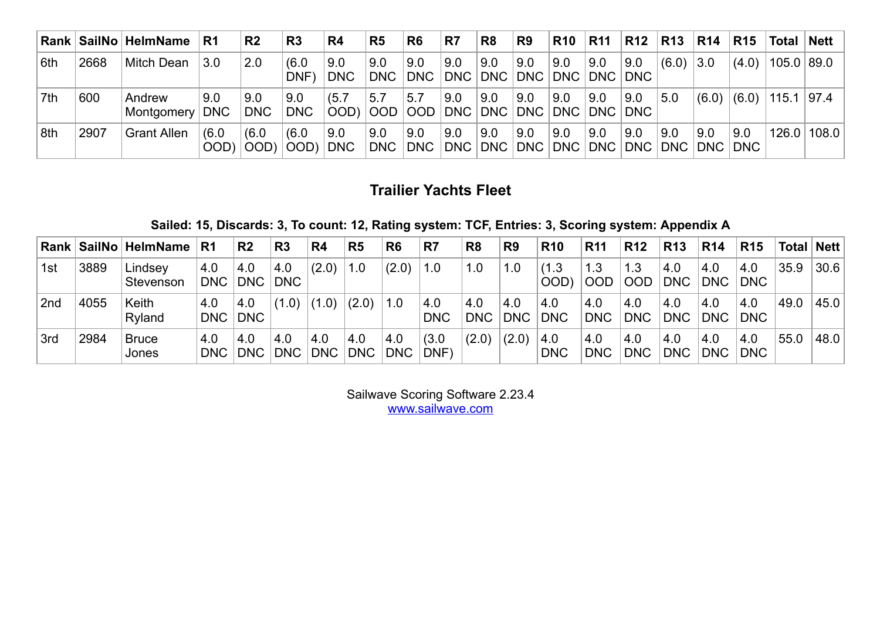| Rank | SailNo | HelmName | R1 | R2 | R3 | R4 | R5 | R6 | R7 | R8 | R9 | R10 | R11 | R12 | R13 | R14 | R15 | Total | Nett |
|---|---|---|---|---|---|---|---|---|---|---|---|---|---|---|---|---|---|---|---|
| 6th | 2668 | Mitch Dean | 3.0 | 2.0 | (6.0 DNF) | 9.0 DNC | 9.0 DNC | 9.0 DNC | 9.0 DNC | 9.0 DNC | 9.0 DNC | 9.0 DNC | 9.0 DNC | 9.0 DNC | (6.0) | 3.0 | (4.0) | 105.0 | 89.0 |
| 7th | 600 | Andrew Montgomery | 9.0 DNC | 9.0 DNC | 9.0 DNC | (5.7 OOD) | 5.7 OOD | 5.7 OOD | 9.0 DNC | 9.0 DNC | 9.0 DNC | 9.0 DNC | 9.0 DNC | 9.0 DNC | 5.0 | (6.0) | (6.0) | 115.1 | 97.4 |
| 8th | 2907 | Grant Allen | (6.0 OOD) | (6.0 OOD) | (6.0 OOD) | 9.0 DNC | 9.0 DNC | 9.0 DNC | 9.0 DNC | 9.0 DNC | 9.0 DNC | 9.0 DNC | 9.0 DNC | 9.0 DNC | 9.0 DNC | 9.0 DNC | 9.0 DNC | 126.0 | 108.0 |

## Trailier Yachts Fleet

**Sailed: 15, Discards: 3, To count: 12, Rating system: TCF, Entries: 3, Scoring system: Appendix A**

| Rank | SailNo | HelmName | R1 | R2 | R3 | R4 | R5 | R6 | R7 | R8 | R9 | R10 | R11 | R12 | R13 | R14 | R15 | Total | Nett |
|---|---|---|---|---|---|---|---|---|---|---|---|---|---|---|---|---|---|---|---|
| 1st | 3889 | Lindsey Stevenson | 4.0 DNC | 4.0 DNC | 4.0 DNC | (2.0) | 1.0 | (2.0) | 1.0 | 1.0 | 1.0 | (1.3 OOD) | 1.3 OOD | 1.3 OOD | 4.0 DNC | 4.0 DNC | 4.0 DNC | 35.9 | 30.6 |
| 2nd | 4055 | Keith Ryland | 4.0 DNC | 4.0 DNC | (1.0) | (1.0) | (2.0) | 1.0 | 4.0 DNC | 4.0 DNC | 4.0 DNC | 4.0 DNC | 4.0 DNC | 4.0 DNC | 4.0 DNC | 4.0 DNC | 4.0 DNC | 49.0 | 45.0 |
| 3rd | 2984 | Bruce Jones | 4.0 DNC | 4.0 DNC | 4.0 DNC | 4.0 DNC | 4.0 DNC | 4.0 DNC | (3.0 DNF) | (2.0) | (2.0) | 4.0 DNC | 4.0 DNC | 4.0 DNC | 4.0 DNC | 4.0 DNC | 4.0 DNC | 55.0 | 48.0 |

Sailwave Scoring Software 2.23.4
www.sailwave.com